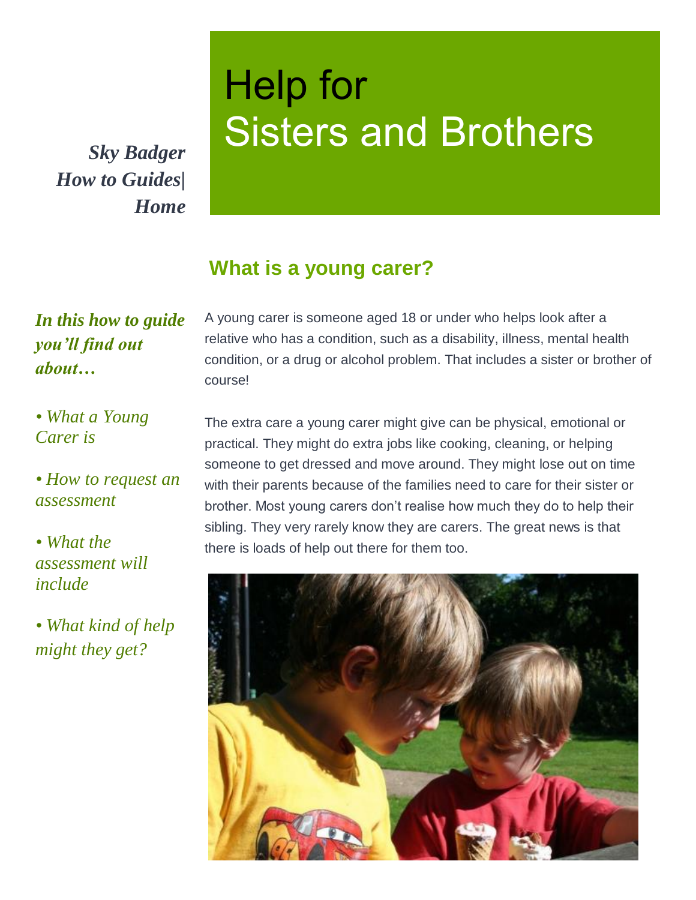*Sky Badger How to Guides| Home*

# Help for Sisters and Brothers

## What is a young carer?

***In this how to guide you'll find out about…***

- *What a Young Carer is*
- *How to request an assessment*
- *What the assessment will include*
- *What kind of help might they get?*

A young carer is someone aged 18 or under who helps look after a relative who has a condition, such as a disability, illness, mental health condition, or a drug or alcohol problem. That includes a sister or brother of course!

The extra care a young carer might give can be physical, emotional or practical. They might do extra jobs like cooking, cleaning, or helping someone to get dressed and move around. They might lose out on time with their parents because of the families need to care for their sister or brother. Most young carers don't realise how much they do to help their sibling. They very rarely know they are carers. The great news is that there is loads of help out there for them too.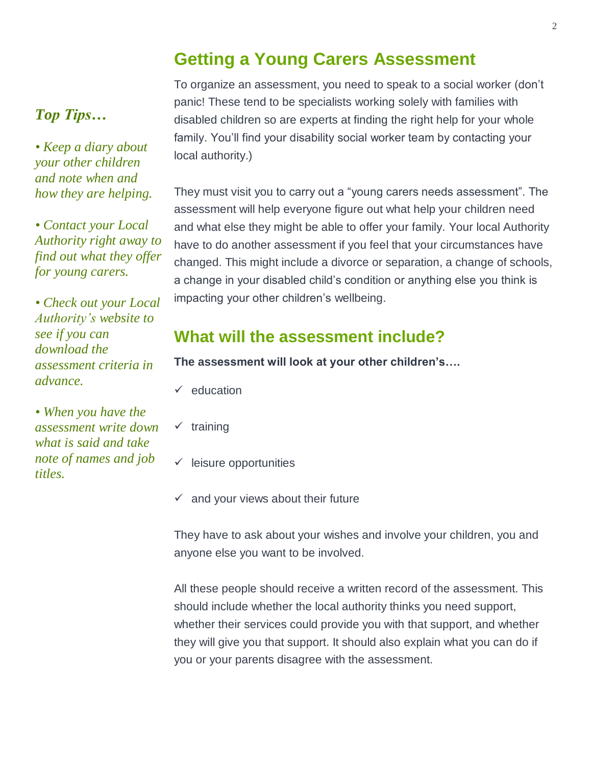## Getting a Young Carers Assessment

To organize an assessment, you need to speak to a social worker (don't panic! These tend to be specialists working solely with families with disabled children so are experts at finding the right help for your whole family. You'll find your disability social worker team by contacting your local authority.)

They must visit you to carry out a "young carers needs assessment". The assessment will help everyone figure out what help your children need and what else they might be able to offer your family. Your local Authority have to do another assessment if you feel that your circumstances have changed. This might include a divorce or separation, a change of schools, a change in your disabled child's condition or anything else you think is impacting your other children's wellbeing.

***Top Tips…***

- *Keep a diary about your other children and note when and how they are helping.*
- *Contact your Local Authority right away to find out what they offer for young carers.*
- *Check out your Local Authority's website to see if you can download the assessment criteria in advance.*
- *When you have the assessment write down what is said and take note of names and job titles.*

## What will the assessment include?

**The assessment will look at your other children's….**

- ✓ education
- ✓ training
- ✓ leisure opportunities
- ✓ and your views about their future

They have to ask about your wishes and involve your children, you and anyone else you want to be involved.

All these people should receive a written record of the assessment. This should include whether the local authority thinks you need support, whether their services could provide you with that support, and whether they will give you that support. It should also explain what you can do if you or your parents disagree with the assessment.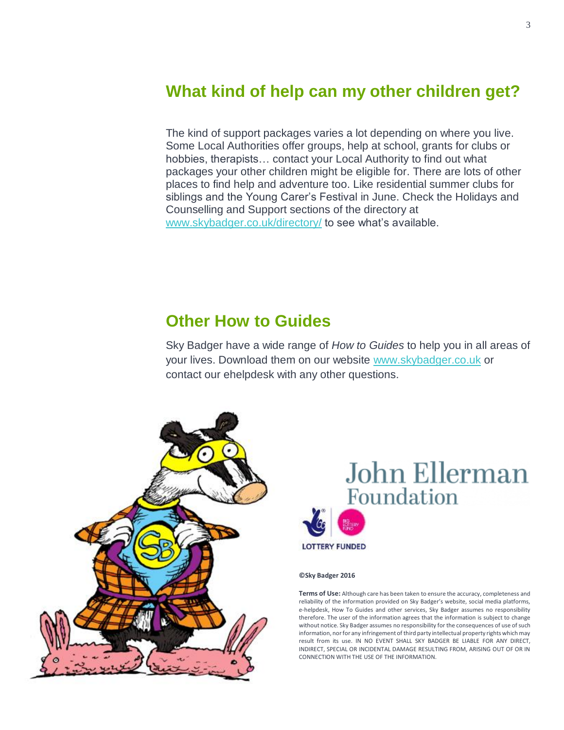## What kind of help can my other children get?

The kind of support packages varies a lot depending on where you live. Some Local Authorities offer groups, help at school, grants for clubs or hobbies, therapists… contact your Local Authority to find out what packages your other children might be eligible for. There are lots of other places to find help and adventure too. Like residential summer clubs for siblings and the Young Carer's Festival in June. Check the Holidays and Counselling and Support sections of the directory at www.skybadger.co.uk/directory/ to see what's available.

## Other How to Guides

Sky Badger have a wide range of *How to Guides* to help you in all areas of your lives. Download them on our website www.skybadger.co.uk or contact our ehelpdesk with any other questions.

John Ellerman Foundation

LOTTERY FUNDED

**©Sky Badger 2016**

**Terms of Use:** Although care has been taken to ensure the accuracy, completeness and reliability of the information provided on Sky Badger's website, social media platforms, e-helpdesk, How To Guides and other services, Sky Badger assumes no responsibility therefore. The user of the information agrees that the information is subject to change without notice. Sky Badger assumes no responsibility for the consequences of use of such information, nor for any infringement of third party intellectual property rights which may result from its use. IN NO EVENT SHALL SKY BADGER BE LIABLE FOR ANY DIRECT, INDIRECT, SPECIAL OR INCIDENTAL DAMAGE RESULTING FROM, ARISING OUT OF OR IN CONNECTION WITH THE USE OF THE INFORMATION.